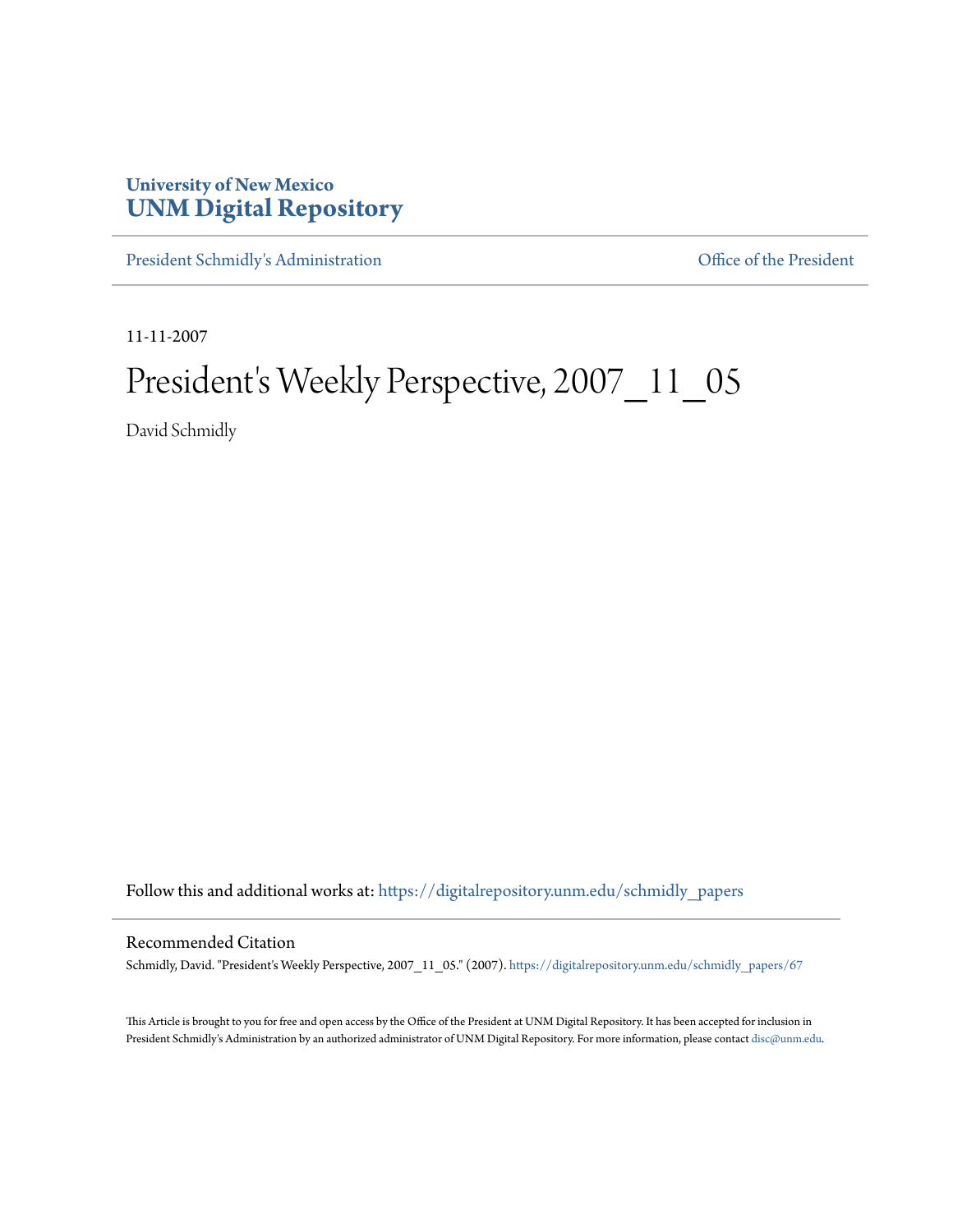**University of New Mexico**
**UNM Digital Repository**

President Schmidly's Administration | Office of the President

11-11-2007

# President's Weekly Perspective, 2007_11_05

David Schmidly

Follow this and additional works at: https://digitalrepository.unm.edu/schmidly_papers

## Recommended Citation

Schmidly, David. "President's Weekly Perspective, 2007_11_05." (2007). https://digitalrepository.unm.edu/schmidly_papers/67

This Article is brought to you for free and open access by the Office of the President at UNM Digital Repository. It has been accepted for inclusion in President Schmidly's Administration by an authorized administrator of UNM Digital Repository. For more information, please contact disc@unm.edu.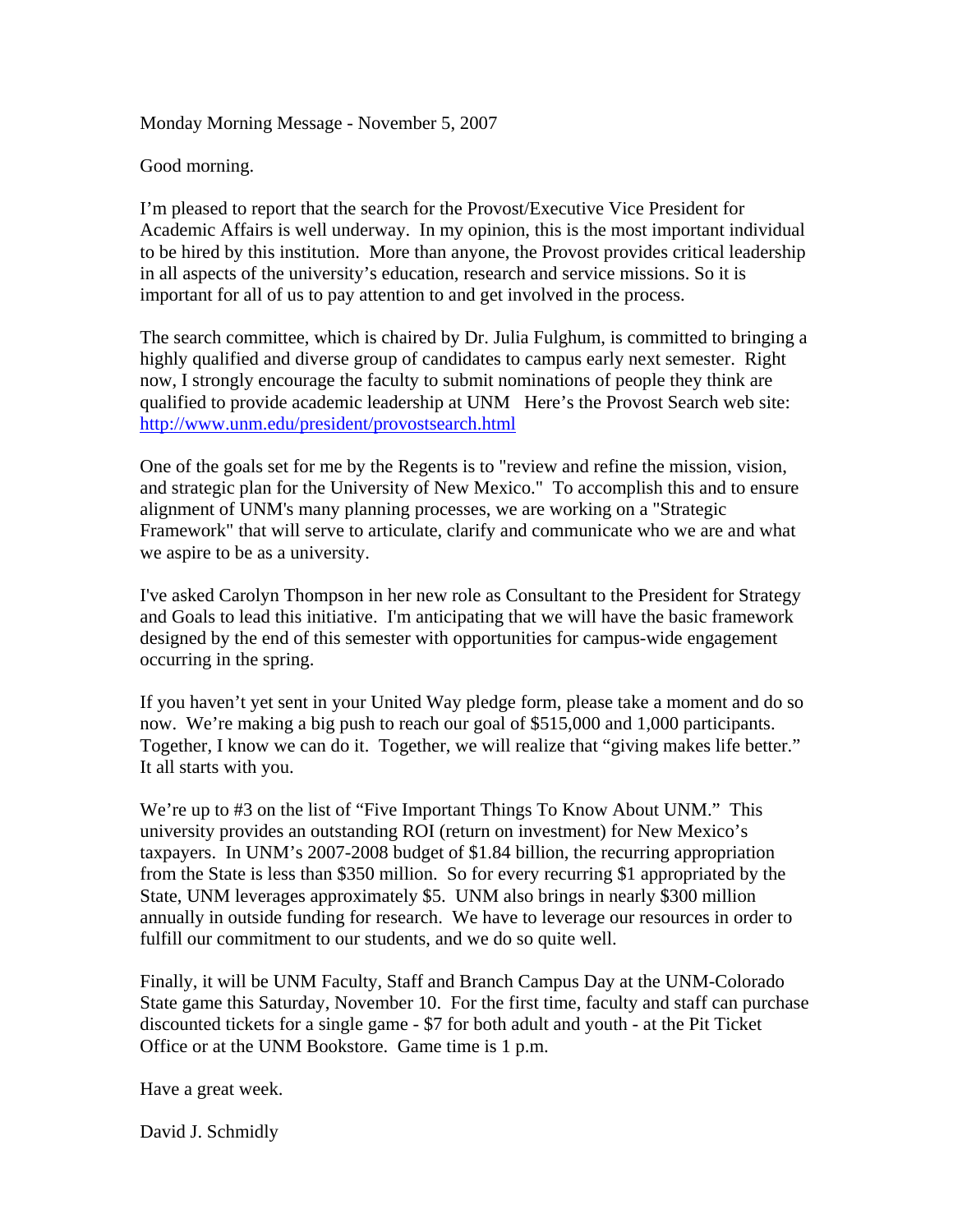Monday Morning Message - November 5, 2007

Good morning.

I'm pleased to report that the search for the Provost/Executive Vice President for Academic Affairs is well underway. In my opinion, this is the most important individual to be hired by this institution. More than anyone, the Provost provides critical leadership in all aspects of the university's education, research and service missions. So it is important for all of us to pay attention to and get involved in the process.

The search committee, which is chaired by Dr. Julia Fulghum, is committed to bringing a highly qualified and diverse group of candidates to campus early next semester. Right now, I strongly encourage the faculty to submit nominations of people they think are qualified to provide academic leadership at UNM Here's the Provost Search web site: http://www.unm.edu/president/provostsearch.html

One of the goals set for me by the Regents is to "review and refine the mission, vision, and strategic plan for the University of New Mexico." To accomplish this and to ensure alignment of UNM's many planning processes, we are working on a "Strategic Framework" that will serve to articulate, clarify and communicate who we are and what we aspire to be as a university.

I've asked Carolyn Thompson in her new role as Consultant to the President for Strategy and Goals to lead this initiative. I'm anticipating that we will have the basic framework designed by the end of this semester with opportunities for campus-wide engagement occurring in the spring.

If you haven't yet sent in your United Way pledge form, please take a moment and do so now. We're making a big push to reach our goal of $515,000 and 1,000 participants. Together, I know we can do it. Together, we will realize that "giving makes life better." It all starts with you.

We're up to #3 on the list of "Five Important Things To Know About UNM." This university provides an outstanding ROI (return on investment) for New Mexico's taxpayers. In UNM's 2007-2008 budget of $1.84 billion, the recurring appropriation from the State is less than $350 million. So for every recurring $1 appropriated by the State, UNM leverages approximately $5. UNM also brings in nearly $300 million annually in outside funding for research. We have to leverage our resources in order to fulfill our commitment to our students, and we do so quite well.

Finally, it will be UNM Faculty, Staff and Branch Campus Day at the UNM-Colorado State game this Saturday, November 10. For the first time, faculty and staff can purchase discounted tickets for a single game - $7 for both adult and youth - at the Pit Ticket Office or at the UNM Bookstore. Game time is 1 p.m.

Have a great week.

David J. Schmidly